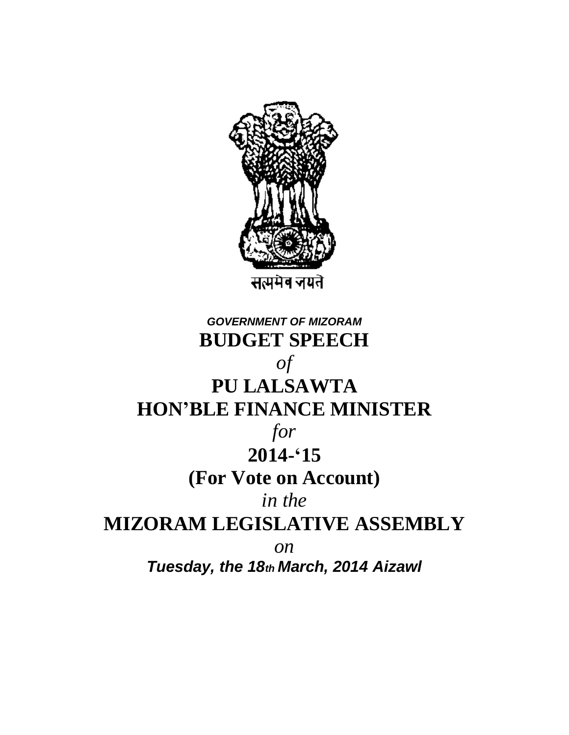सत्यमेव जयते

***GOVERNMENT OF MIZORAM***

# BUDGET SPEECH

*of*

# PU LALSAWTA
# HON'BLE FINANCE MINISTER

*for*

# 2014-'15
# (For Vote on Account)

*in the*

# MIZORAM LEGISLATIVE ASSEMBLY

*on*

***Tuesday, the 18th March, 2014 Aizawl***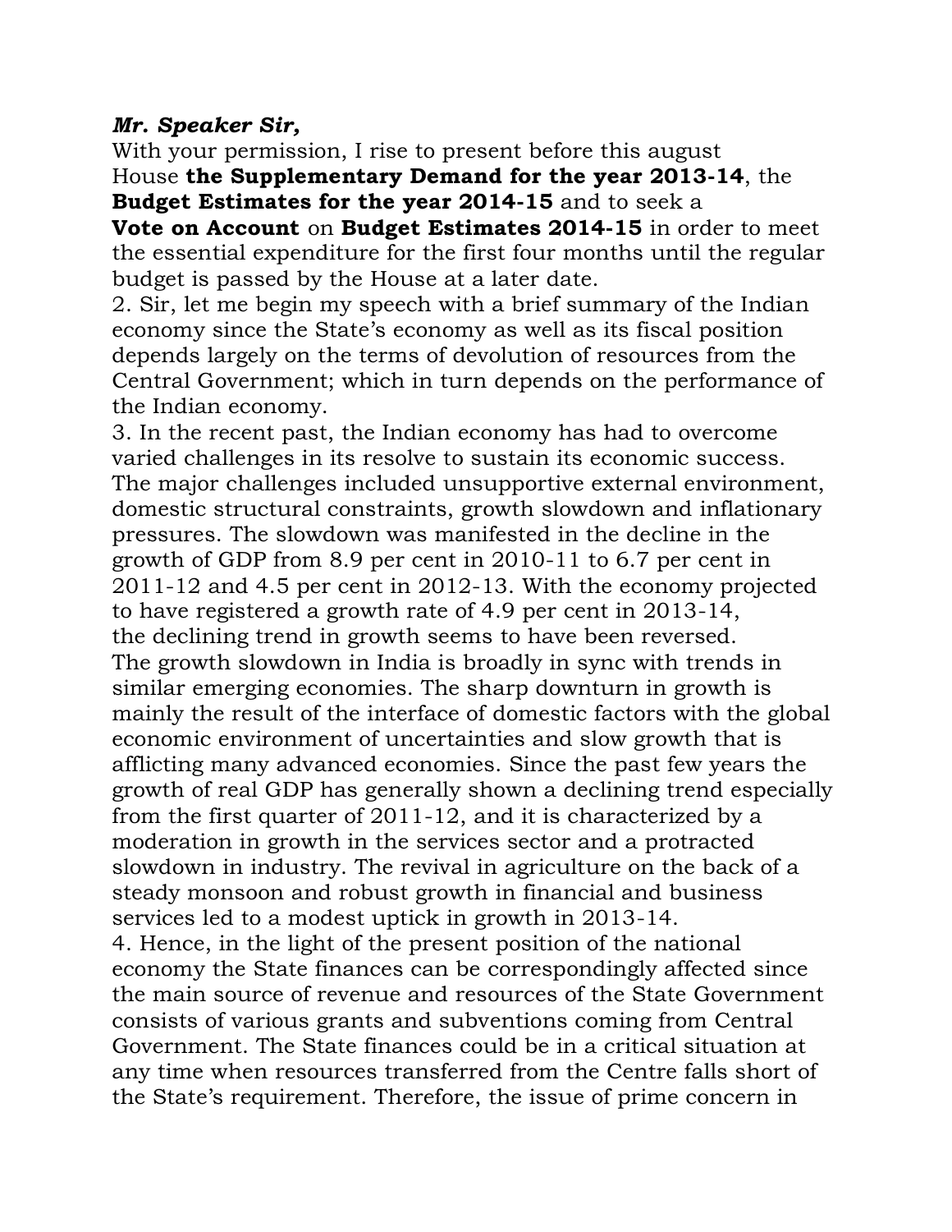***Mr. Speaker Sir,***

With your permission, I rise to present before this august House **the Supplementary Demand for the year 2013-14**, the **Budget Estimates for the year 2014-15** and to seek a **Vote on Account** on **Budget Estimates 2014-15** in order to meet the essential expenditure for the first four months until the regular budget is passed by the House at a later date.

2. Sir, let me begin my speech with a brief summary of the Indian economy since the State's economy as well as its fiscal position depends largely on the terms of devolution of resources from the Central Government; which in turn depends on the performance of the Indian economy.

3. In the recent past, the Indian economy has had to overcome varied challenges in its resolve to sustain its economic success. The major challenges included unsupportive external environment, domestic structural constraints, growth slowdown and inflationary pressures. The slowdown was manifested in the decline in the growth of GDP from 8.9 per cent in 2010-11 to 6.7 per cent in 2011-12 and 4.5 per cent in 2012-13. With the economy projected to have registered a growth rate of 4.9 per cent in 2013-14, the declining trend in growth seems to have been reversed. The growth slowdown in India is broadly in sync with trends in similar emerging economies. The sharp downturn in growth is mainly the result of the interface of domestic factors with the global economic environment of uncertainties and slow growth that is afflicting many advanced economies. Since the past few years the growth of real GDP has generally shown a declining trend especially from the first quarter of 2011-12, and it is characterized by a moderation in growth in the services sector and a protracted slowdown in industry. The revival in agriculture on the back of a steady monsoon and robust growth in financial and business services led to a modest uptick in growth in 2013-14.

4. Hence, in the light of the present position of the national economy the State finances can be correspondingly affected since the main source of revenue and resources of the State Government consists of various grants and subventions coming from Central Government. The State finances could be in a critical situation at any time when resources transferred from the Centre falls short of the State's requirement. Therefore, the issue of prime concern in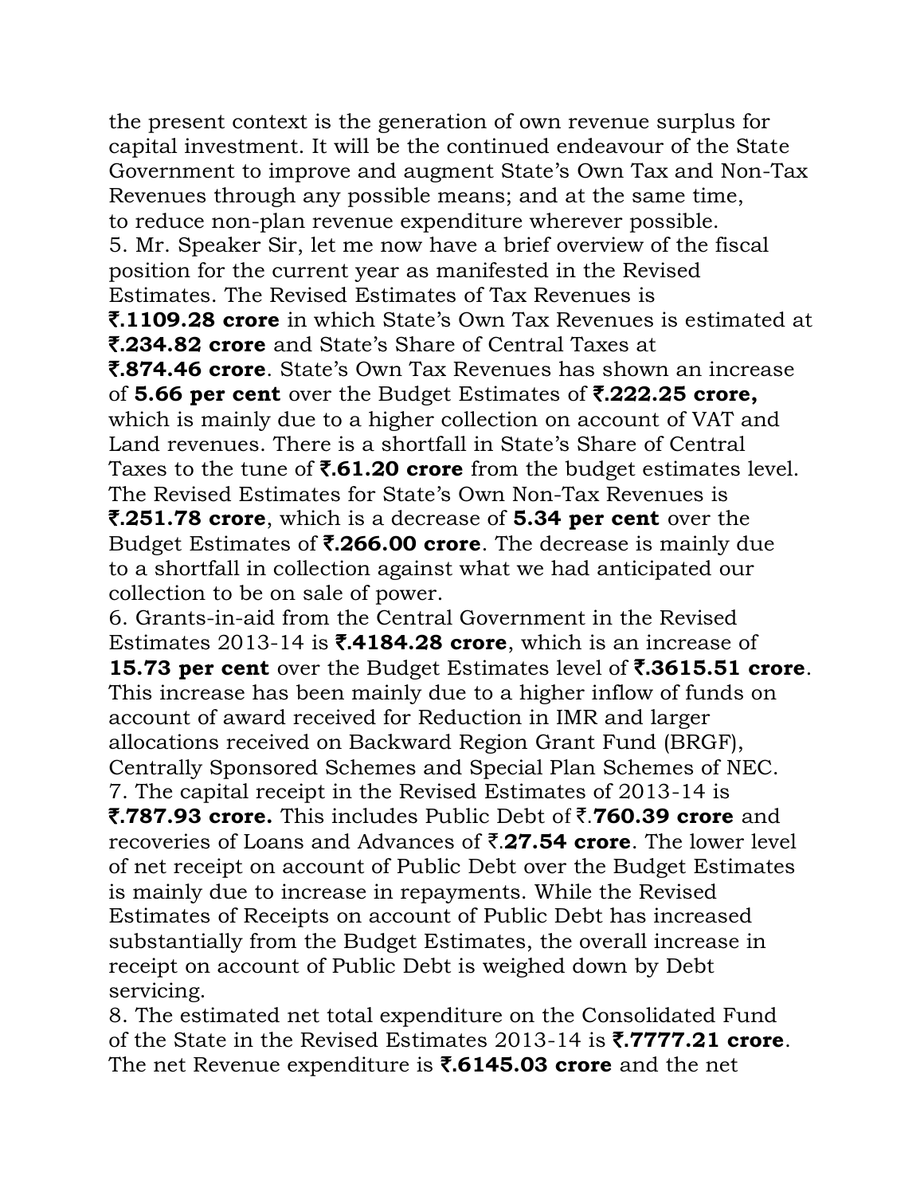the present context is the generation of own revenue surplus for capital investment. It will be the continued endeavour of the State Government to improve and augment State's Own Tax and Non-Tax Revenues through any possible means; and at the same time, to reduce non-plan revenue expenditure wherever possible.

5. Mr. Speaker Sir, let me now have a brief overview of the fiscal position for the current year as manifested in the Revised Estimates. The Revised Estimates of Tax Revenues is **₹.1109.28 crore** in which State's Own Tax Revenues is estimated at **₹.234.82 crore** and State's Share of Central Taxes at **₹.874.46 crore**. State's Own Tax Revenues has shown an increase of **5.66 per cent** over the Budget Estimates of **₹.222.25 crore,** which is mainly due to a higher collection on account of VAT and Land revenues. There is a shortfall in State's Share of Central Taxes to the tune of **₹.61.20 crore** from the budget estimates level. The Revised Estimates for State's Own Non-Tax Revenues is **₹.251.78 crore**, which is a decrease of **5.34 per cent** over the Budget Estimates of **₹.266.00 crore**. The decrease is mainly due to a shortfall in collection against what we had anticipated our collection to be on sale of power.

6. Grants-in-aid from the Central Government in the Revised Estimates 2013-14 is **₹.4184.28 crore**, which is an increase of **15.73 per cent** over the Budget Estimates level of **₹.3615.51 crore**. This increase has been mainly due to a higher inflow of funds on account of award received for Reduction in IMR and larger allocations received on Backward Region Grant Fund (BRGF), Centrally Sponsored Schemes and Special Plan Schemes of NEC.

7. The capital receipt in the Revised Estimates of 2013-14 is **₹.787.93 crore.** This includes Public Debt of ₹.**760.39 crore** and recoveries of Loans and Advances of ₹.**27.54 crore**. The lower level of net receipt on account of Public Debt over the Budget Estimates is mainly due to increase in repayments. While the Revised Estimates of Receipts on account of Public Debt has increased substantially from the Budget Estimates, the overall increase in receipt on account of Public Debt is weighed down by Debt servicing.

8. The estimated net total expenditure on the Consolidated Fund of the State in the Revised Estimates 2013-14 is **₹.7777.21 crore**. The net Revenue expenditure is **₹.6145.03 crore** and the net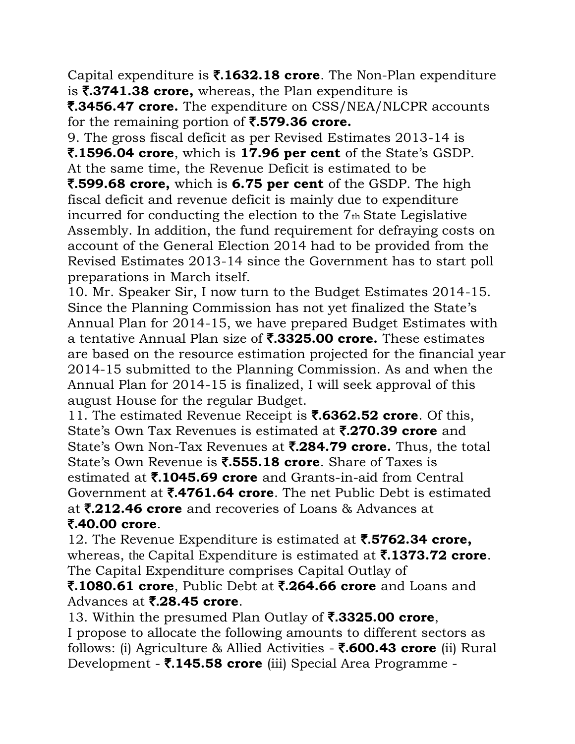Capital expenditure is **₹.1632.18 crore**. The Non-Plan expenditure is **₹.3741.38 crore,** whereas, the Plan expenditure is **₹.3456.47 crore.** The expenditure on CSS/NEA/NLCPR accounts for the remaining portion of **₹.579.36 crore.**

9. The gross fiscal deficit as per Revised Estimates 2013-14 is **₹.1596.04 crore**, which is **17.96 per cent** of the State's GSDP. At the same time, the Revenue Deficit is estimated to be **₹.599.68 crore,** which is **6.75 per cent** of the GSDP. The high fiscal deficit and revenue deficit is mainly due to expenditure incurred for conducting the election to the 7th State Legislative Assembly. In addition, the fund requirement for defraying costs on account of the General Election 2014 had to be provided from the Revised Estimates 2013-14 since the Government has to start poll preparations in March itself.

10. Mr. Speaker Sir, I now turn to the Budget Estimates 2014-15. Since the Planning Commission has not yet finalized the State's Annual Plan for 2014-15, we have prepared Budget Estimates with a tentative Annual Plan size of **₹.3325.00 crore.** These estimates are based on the resource estimation projected for the financial year 2014-15 submitted to the Planning Commission. As and when the Annual Plan for 2014-15 is finalized, I will seek approval of this august House for the regular Budget.

11. The estimated Revenue Receipt is **₹.6362.52 crore**. Of this, State's Own Tax Revenues is estimated at **₹.270.39 crore** and State's Own Non-Tax Revenues at **₹.284.79 crore.** Thus, the total State's Own Revenue is **₹.555.18 crore**. Share of Taxes is estimated at **₹.1045.69 crore** and Grants-in-aid from Central Government at **₹.4761.64 crore**. The net Public Debt is estimated at **₹.212.46 crore** and recoveries of Loans & Advances at **₹.40.00 crore**.

12. The Revenue Expenditure is estimated at **₹.5762.34 crore,** whereas, the Capital Expenditure is estimated at **₹.1373.72 crore**. The Capital Expenditure comprises Capital Outlay of **₹.1080.61 crore**, Public Debt at **₹.264.66 crore** and Loans and Advances at **₹.28.45 crore**.

13. Within the presumed Plan Outlay of **₹.3325.00 crore**, I propose to allocate the following amounts to different sectors as follows: (i) Agriculture & Allied Activities - **₹.600.43 crore** (ii) Rural Development - **₹.145.58 crore** (iii) Special Area Programme -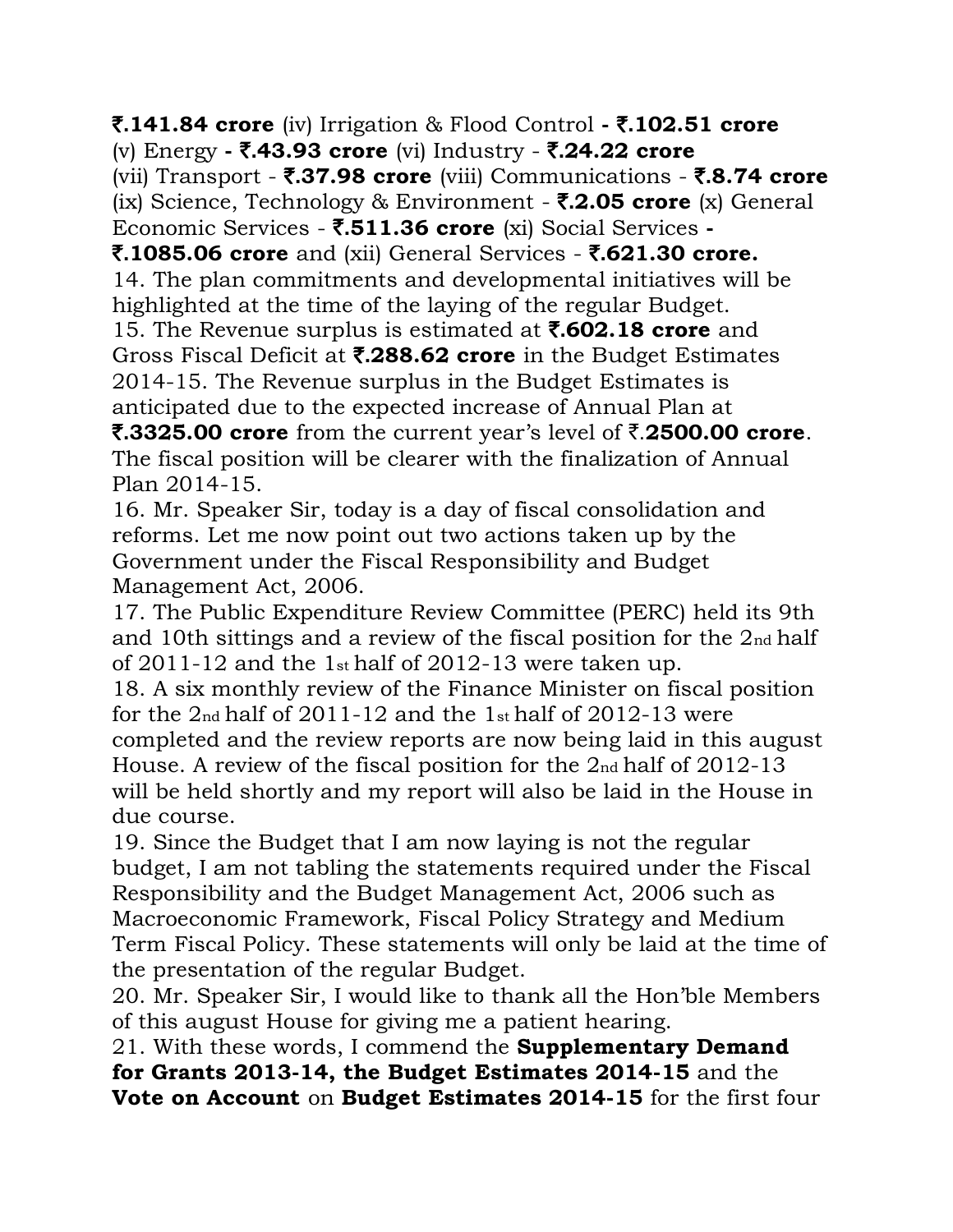**₹.141.84 crore** (iv) Irrigation & Flood Control **- ₹.102.51 crore** (v) Energy **- ₹.43.93 crore** (vi) Industry - **₹.24.22 crore** (vii) Transport - **₹.37.98 crore** (viii) Communications - **₹.8.74 crore** (ix) Science, Technology & Environment - **₹.2.05 crore** (x) General Economic Services - **₹.511.36 crore** (xi) Social Services **- ₹.1085.06 crore** and (xii) General Services - **₹.621.30 crore.**

14. The plan commitments and developmental initiatives will be highlighted at the time of the laying of the regular Budget.

15. The Revenue surplus is estimated at **₹.602.18 crore** and Gross Fiscal Deficit at **₹.288.62 crore** in the Budget Estimates 2014-15. The Revenue surplus in the Budget Estimates is anticipated due to the expected increase of Annual Plan at **₹.3325.00 crore** from the current year's level of ₹.**2500.00 crore**. The fiscal position will be clearer with the finalization of Annual Plan 2014-15.

16. Mr. Speaker Sir, today is a day of fiscal consolidation and reforms. Let me now point out two actions taken up by the Government under the Fiscal Responsibility and Budget Management Act, 2006.

17. The Public Expenditure Review Committee (PERC) held its 9th and 10th sittings and a review of the fiscal position for the 2nd half of 2011-12 and the 1st half of 2012-13 were taken up.

18. A six monthly review of the Finance Minister on fiscal position for the 2nd half of 2011-12 and the 1st half of 2012-13 were completed and the review reports are now being laid in this august House. A review of the fiscal position for the 2nd half of 2012-13 will be held shortly and my report will also be laid in the House in due course.

19. Since the Budget that I am now laying is not the regular budget, I am not tabling the statements required under the Fiscal Responsibility and the Budget Management Act, 2006 such as Macroeconomic Framework, Fiscal Policy Strategy and Medium Term Fiscal Policy. These statements will only be laid at the time of the presentation of the regular Budget.

20. Mr. Speaker Sir, I would like to thank all the Hon'ble Members of this august House for giving me a patient hearing.

21. With these words, I commend the **Supplementary Demand for Grants 2013-14, the Budget Estimates 2014-15** and the **Vote on Account** on **Budget Estimates 2014-15** for the first four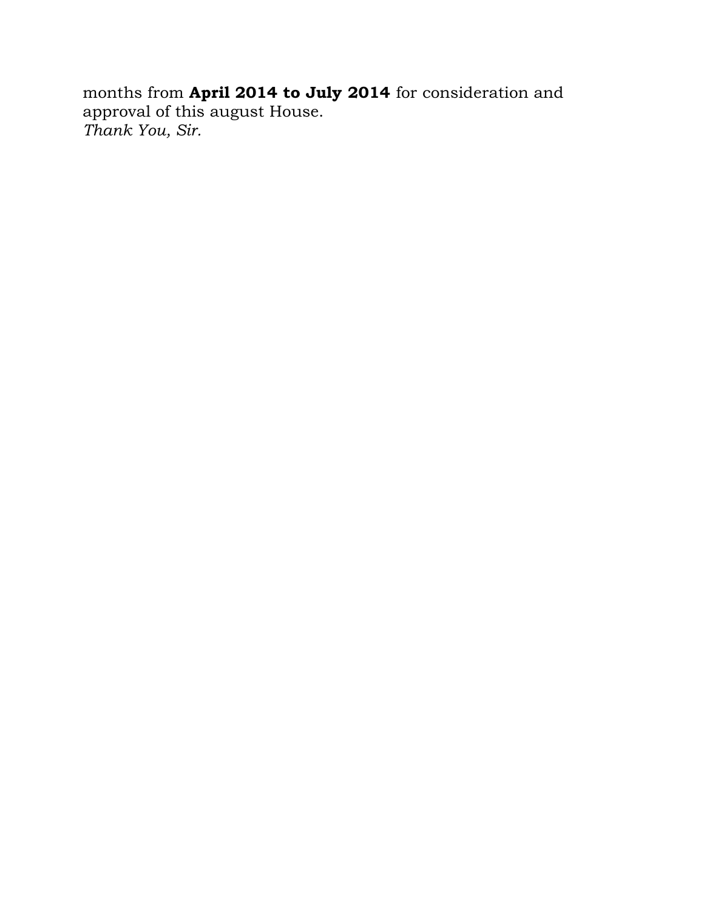months from **April 2014 to July 2014** for consideration and approval of this august House.

*Thank You, Sir.*